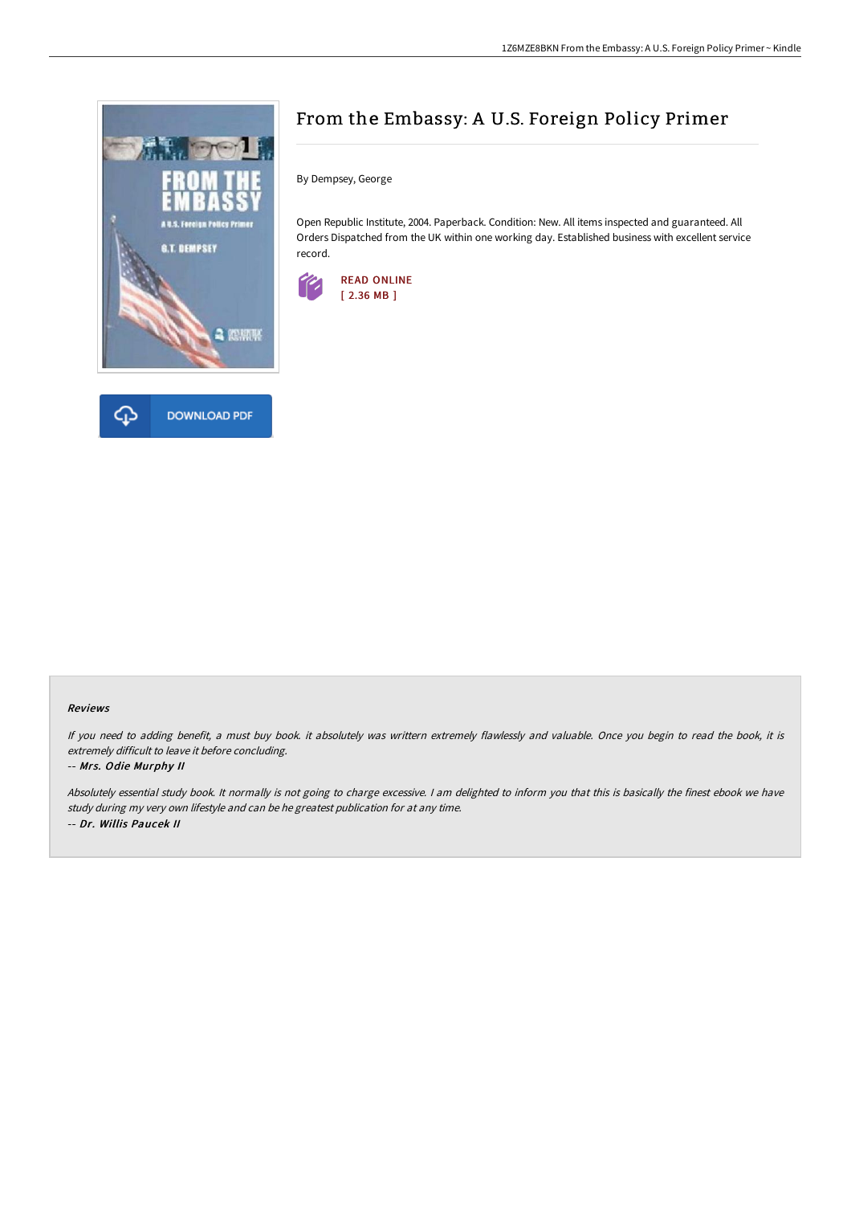# From the Embassy: A U.S. Foreign Policy Primer

By Dempsey, George

Open Republic Institute, 2004. Paperback. Condition: New. All items inspected and guaranteed. All Orders Dispatched from the UK within one working day. Established business with excellent service record.

READ ONLINE
[ 2.36 MB ]

DOWNLOAD PDF

### Reviews

*If you need to adding benefit, a must buy book. it absolutely was writtern extremely flawlessly and valuable. Once you begin to read the book, it is extremely difficult to leave it before concluding.*

*-- Mrs. Odie Murphy II*

*Absolutely essential study book. It normally is not going to charge excessive. I am delighted to inform you that this is basically the finest ebook we have study during my very own lifestyle and can be he greatest publication for at any time.*

*-- Dr. Willis Paucek II*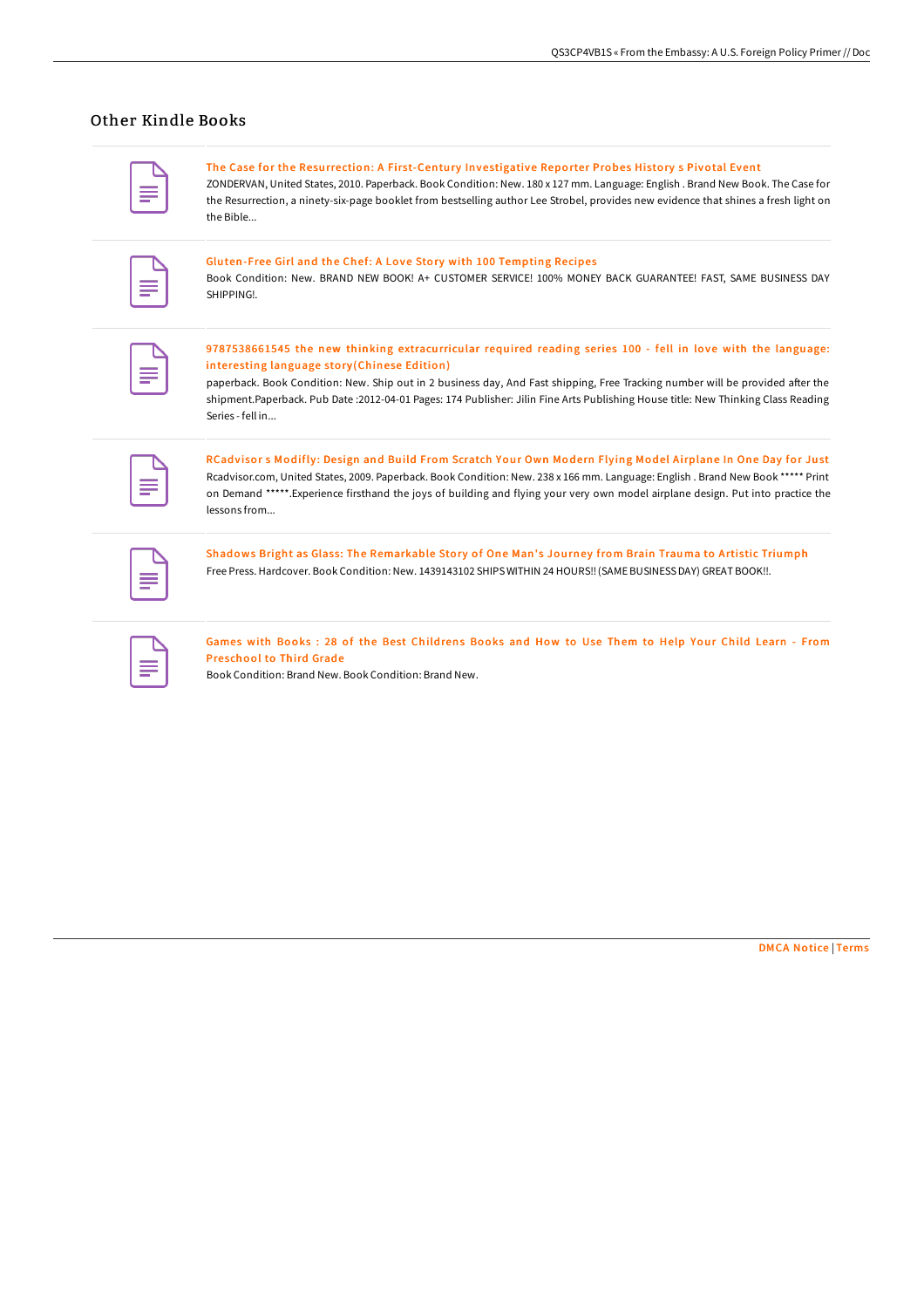## Other Kindle Books

**The Case for the Resurrection: A First-Century Investigative Reporter Probes History s Pivotal Event**

ZONDERVAN, United States, 2010. Paperback. Book Condition: New. 180 x 127 mm. Language: English . Brand New Book. The Case for the Resurrection, a ninety-six-page booklet from bestselling author Lee Strobel, provides new evidence that shines a fresh light on the Bible...

**Gluten-Free Girl and the Chef: A Love Story with 100 Tempting Recipes**

Book Condition: New. BRAND NEW BOOK! A+ CUSTOMER SERVICE! 100% MONEY BACK GUARANTEE! FAST, SAME BUSINESS DAY SHIPPING!.

**9787538661545 the new thinking extracurricular required reading series 100 - fell in love with the language: interesting language story(Chinese Edition)**

paperback. Book Condition: New. Ship out in 2 business day, And Fast shipping, Free Tracking number will be provided after the shipment.Paperback. Pub Date :2012-04-01 Pages: 174 Publisher: Jilin Fine Arts Publishing House title: New Thinking Class Reading Series - fell in...

**RCadvisor s Modifly: Design and Build From Scratch Your Own Modern Flying Model Airplane In One Day for Just**

Rcadvisor.com, United States, 2009. Paperback. Book Condition: New. 238 x 166 mm. Language: English . Brand New Book ***** Print on Demand *****.Experience firsthand the joys of building and flying your very own model airplane design. Put into practice the lessons from...

**Shadows Bright as Glass: The Remarkable Story of One Man's Journey from Brain Trauma to Artistic Triumph**

Free Press. Hardcover. Book Condition: New. 1439143102 SHIPS WITHIN 24 HOURS!! (SAME BUSINESS DAY) GREAT BOOK!!.

**Games with Books : 28 of the Best Childrens Books and How to Use Them to Help Your Child Learn - From Preschool to Third Grade**

Book Condition: Brand New. Book Condition: Brand New.